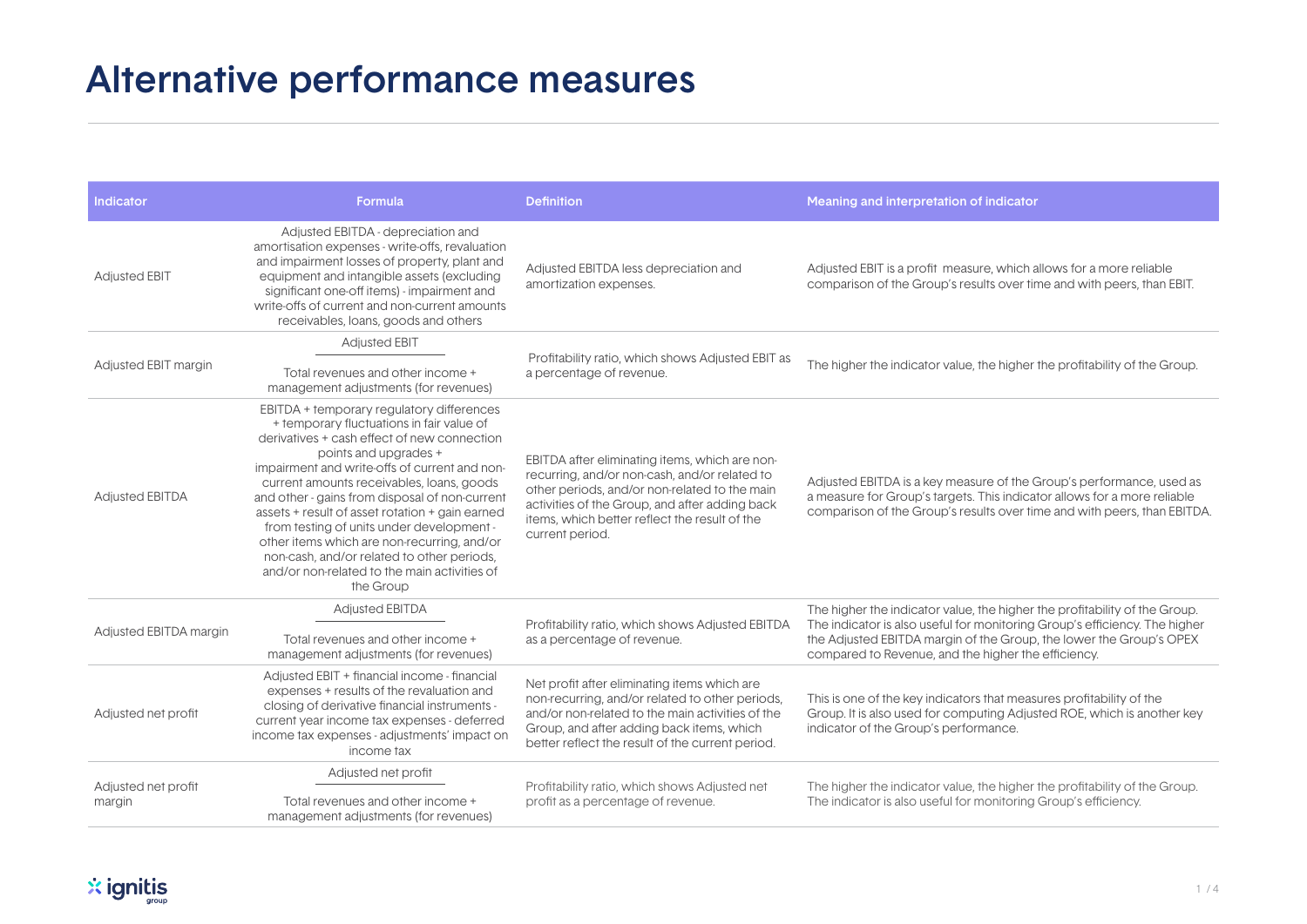# Alternative performance measures

| Indicator | Formula | Definition | Meaning and interpretation of indicator |
|---|---|---|---|
| Adjusted EBIT | Adjusted EBITDA - depreciation and amortisation expenses - write-offs, revaluation and impairment losses of property, plant and equipment and intangible assets (excluding significant one-off items) - impairment and write-offs of current and non-current amounts receivables, loans, goods and others | Adjusted EBITDA less depreciation and amortization expenses. | Adjusted EBIT is a profit measure, which allows for a more reliable comparison of the Group's results over time and with peers, than EBIT. |
| Adjusted EBIT margin | Adjusted EBIT / Total revenues and other income + management adjustments (for revenues) | Profitability ratio, which shows Adjusted EBIT as a percentage of revenue. | The higher the indicator value, the higher the profitability of the Group. |
| Adjusted EBITDA | EBITDA + temporary regulatory differences + temporary fluctuations in fair value of derivatives + cash effect of new connection points and upgrades + impairment and write-offs of current and non-current amounts receivables, loans, goods and other - gains from disposal of non-current assets + result of asset rotation + gain earned from testing of units under development - other items which are non-recurring, and/or non-cash, and/or related to other periods, and/or non-related to the main activities of the Group | EBITDA after eliminating items, which are non-recurring, and/or non-cash, and/or related to other periods, and/or non-related to the main activities of the Group, and after adding back items, which better reflect the result of the current period. | Adjusted EBITDA is a key measure of the Group's performance, used as a measure for Group's targets. This indicator allows for a more reliable comparison of the Group's results over time and with peers, than EBITDA. |
| Adjusted EBITDA margin | Adjusted EBITDA / Total revenues and other income + management adjustments (for revenues) | Profitability ratio, which shows Adjusted EBITDA as a percentage of revenue. | The higher the indicator value, the higher the profitability of the Group. The indicator is also useful for monitoring Group's efficiency. The higher the Adjusted EBITDA margin of the Group, the lower the Group's OPEX compared to Revenue, and the higher the efficiency. |
| Adjusted net profit | Adjusted EBIT + financial income - financial expenses + results of the revaluation and closing of derivative financial instruments - current year income tax expenses - deferred income tax expenses - adjustments' impact on income tax | Net profit after eliminating items which are non-recurring, and/or related to other periods, and/or non-related to the main activities of the Group, and after adding back items, which better reflect the result of the current period. | This is one of the key indicators that measures profitability of the Group. It is also used for computing Adjusted ROE, which is another key indicator of the Group's performance. |
| Adjusted net profit margin | Adjusted net profit / Total revenues and other income + management adjustments (for revenues) | Profitability ratio, which shows Adjusted net profit as a percentage of revenue. | The higher the indicator value, the higher the profitability of the Group. The indicator is also useful for monitoring Group's efficiency. |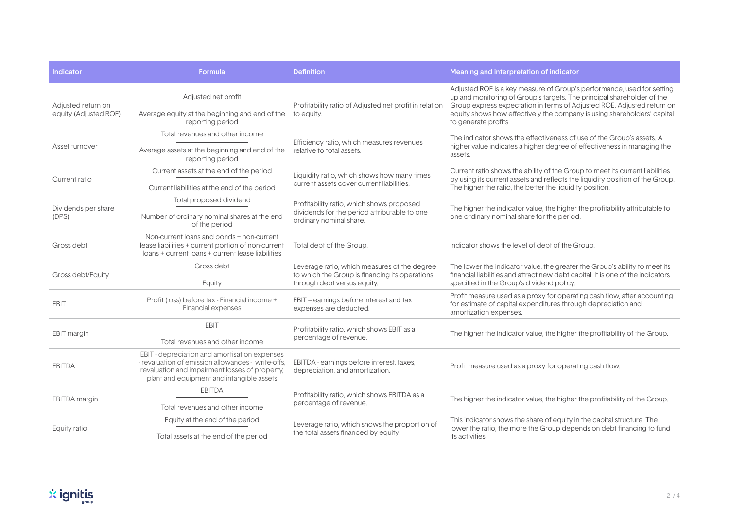| Indicator | Formula | Definition | Meaning and interpretation of indicator |
|---|---|---|---|
| Adjusted return on equity (Adjusted ROE) | $\frac{\text{Adjusted net profit}}{\text{Average equity at the beginning and end of the reporting period}}$ | Profitability ratio of Adjusted net profit in relation to equity. | Adjusted ROE is a key measure of Group's performance, used for setting up and monitoring of Group's targets. The principal shareholder of the Group express expectation in terms of Adjusted ROE. Adjusted return on equity shows how effectively the company is using shareholders' capital to generate profits. |
| Asset turnover | $\frac{\text{Total revenues and other income}}{\text{Average assets at the beginning and end of the reporting period}}$ | Efficiency ratio, which measures revenues relative to total assets. | The indicator shows the effectiveness of use of the Group's assets. A higher value indicates a higher degree of effectiveness in managing the assets. |
| Current ratio | $\frac{\text{Current assets at the end of the period}}{\text{Current liabilities at the end of the period}}$ | Liquidity ratio, which shows how many times current assets cover current liabilities. | Current ratio shows the ability of the Group to meet its current liabilities by using its current assets and reflects the liquidity position of the Group. The higher the ratio, the better the liquidity position. |
| Dividends per share (DPS) | $\frac{\text{Total proposed dividend}}{\text{Number of ordinary nominal shares at the end of the period}}$ | Profitability ratio, which shows proposed dividends for the period attributable to one ordinary nominal share. | The higher the indicator value, the higher the profitability attributable to one ordinary nominal share for the period. |
| Gross debt | Non-current loans and bonds + non-current lease liabilities + current portion of non-current loans + current loans + current lease liabilities | Total debt of the Group. | Indicator shows the level of debt of the Group. |
| Gross debt/Equity | $\frac{\text{Gross debt}}{\text{Equity}}$ | Leverage ratio, which measures of the degree to which the Group is financing its operations through debt versus equity. | The lower the indicator value, the greater the Group's ability to meet its financial liabilities and attract new debt capital. It is one of the indicators specified in the Group's dividend policy. |
| EBIT | Profit (loss) before tax - Financial income + Financial expenses | EBIT – earnings before interest and tax expenses are deducted. | Profit measure used as a proxy for operating cash flow, after accounting for estimate of capital expenditures through depreciation and amortization expenses. |
| EBIT margin | $\frac{\text{EBIT}}{\text{Total revenues and other income}}$ | Profitability ratio, which shows EBIT as a percentage of revenue. | The higher the indicator value, the higher the profitability of the Group. |
| EBITDA | EBIT - depreciation and amortisation expenses - revaluation of emission allowances - write-offs, revaluation and impairment losses of property, plant and equipment and intangible assets | EBITDA - earnings before interest, taxes, depreciation, and amortization. | Profit measure used as a proxy for operating cash flow. |
| EBITDA margin | $\frac{\text{EBITDA}}{\text{Total revenues and other income}}$ | Profitability ratio, which shows EBITDA as a percentage of revenue. | The higher the indicator value, the higher the profitability of the Group. |
| Equity ratio | $\frac{\text{Equity at the end of the period}}{\text{Total assets at the end of the period}}$ | Leverage ratio, which shows the proportion of the total assets financed by equity. | This indicator shows the share of equity in the capital structure. The lower the ratio, the more the Group depends on debt financing to fund its activities. |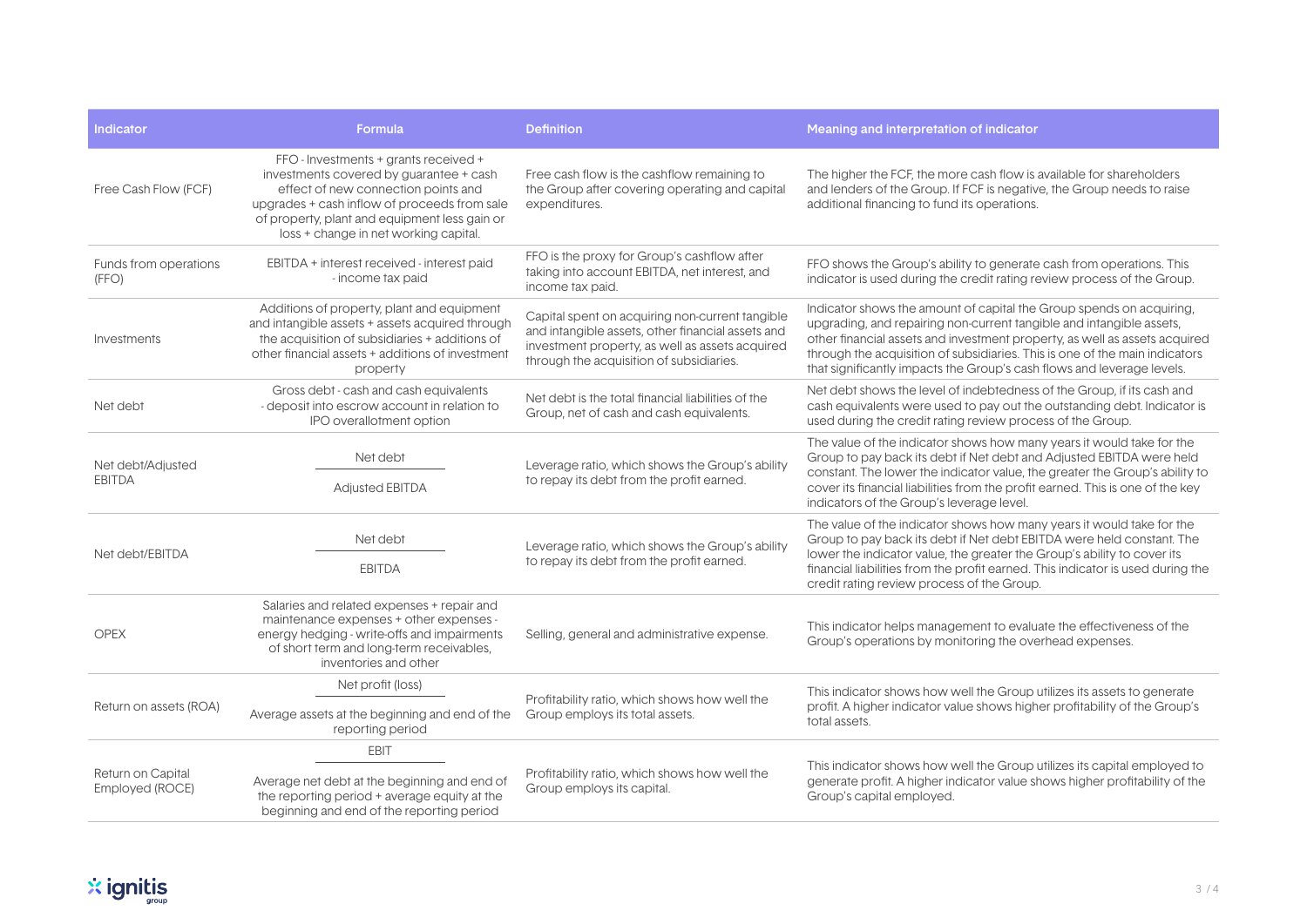| Indicator | Formula | Definition | Meaning and interpretation of indicator |
|---|---|---|---|
| Free Cash Flow (FCF) | FFO - Investments + grants received + investments covered by guarantee + cash effect of new connection points and upgrades + cash inflow of proceeds from sale of property, plant and equipment less gain or loss + change in net working capital. | Free cash flow is the cashflow remaining to the Group after covering operating and capital expenditures. | The higher the FCF, the more cash flow is available for shareholders and lenders of the Group. If FCF is negative, the Group needs to raise additional financing to fund its operations. |
| Funds from operations (FFO) | EBITDA + interest received - interest paid - income tax paid | FFO is the proxy for Group's cashflow after taking into account EBITDA, net interest, and income tax paid. | FFO shows the Group's ability to generate cash from operations. This indicator is used during the credit rating review process of the Group. |
| Investments | Additions of property, plant and equipment and intangible assets + assets acquired through the acquisition of subsidiaries + additions of other financial assets + additions of investment property | Capital spent on acquiring non-current tangible and intangible assets, other financial assets and investment property, as well as assets acquired through the acquisition of subsidiaries. | Indicator shows the amount of capital the Group spends on acquiring, upgrading, and repairing non-current tangible and intangible assets, other financial assets and investment property, as well as assets acquired through the acquisition of subsidiaries. This is one of the main indicators that significantly impacts the Group's cash flows and leverage levels. |
| Net debt | Gross debt - cash and cash equivalents - deposit into escrow account in relation to IPO overallotment option | Net debt is the total financial liabilities of the Group, net of cash and cash equivalents. | Net debt shows the level of indebtedness of the Group, if its cash and cash equivalents were used to pay out the outstanding debt. Indicator is used during the credit rating review process of the Group. |
| Net debt/Adjusted EBITDA | $\frac{\text{Net debt}}{\text{Adjusted EBITDA}}$ | Leverage ratio, which shows the Group's ability to repay its debt from the profit earned. | The value of the indicator shows how many years it would take for the Group to pay back its debt if Net debt and Adjusted EBITDA were held constant. The lower the indicator value, the greater the Group's ability to cover its financial liabilities from the profit earned. This is one of the key indicators of the Group's leverage level. |
| Net debt/EBITDA | $\frac{\text{Net debt}}{\text{EBITDA}}$ | Leverage ratio, which shows the Group's ability to repay its debt from the profit earned. | The value of the indicator shows how many years it would take for the Group to pay back its debt if Net debt EBITDA were held constant. The lower the indicator value, the greater the Group's ability to cover its financial liabilities from the profit earned. This indicator is used during the credit rating review process of the Group. |
| OPEX | Salaries and related expenses + repair and maintenance expenses + other expenses - energy hedging - write-offs and impairments of short term and long-term receivables, inventories and other | Selling, general and administrative expense. | This indicator helps management to evaluate the effectiveness of the Group's operations by monitoring the overhead expenses. |
| Return on assets (ROA) | $\frac{\text{Net profit (loss)}}{\text{Average assets at the beginning and end of the reporting period}}$ | Profitability ratio, which shows how well the Group employs its total assets. | This indicator shows how well the Group utilizes its assets to generate profit. A higher indicator value shows higher profitability of the Group's total assets. |
| Return on Capital Employed (ROCE) | $\frac{\text{EBIT}}{\text{Average net debt at the beginning and end of the reporting period + average equity at the beginning and end of the reporting period}}$ | Profitability ratio, which shows how well the Group employs its capital. | This indicator shows how well the Group utilizes its capital employed to generate profit. A higher indicator value shows higher profitability of the Group's capital employed. |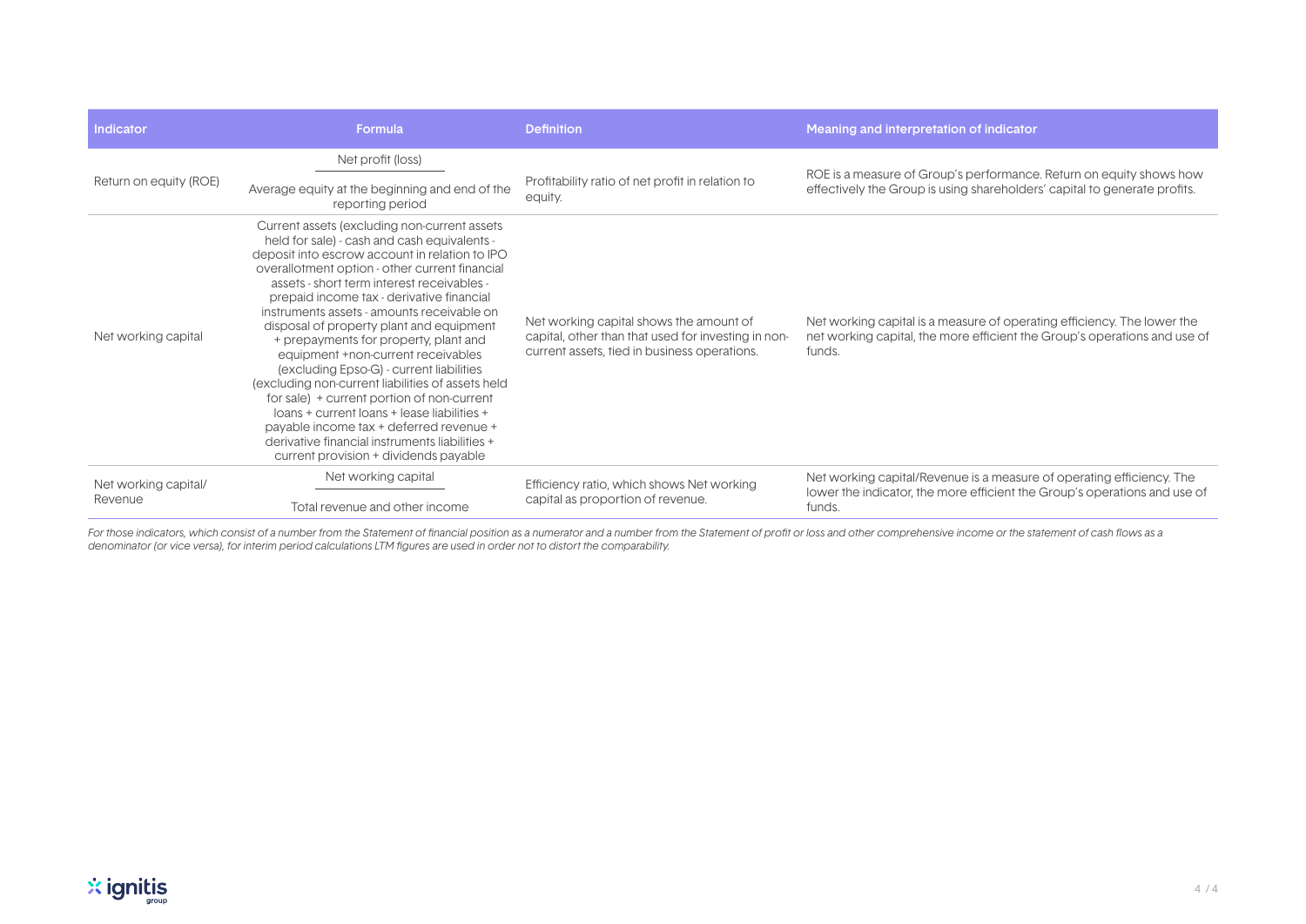| Indicator | Formula | Definition | Meaning and interpretation of indicator |
|---|---|---|---|
| Return on equity (ROE) | Net profit (loss) / Average equity at the beginning and end of the reporting period | Profitability ratio of net profit in relation to equity. | ROE is a measure of Group's performance. Return on equity shows how effectively the Group is using shareholders' capital to generate profits. |
| Net working capital | Current assets (excluding non-current assets held for sale) - cash and cash equivalents - deposit into escrow account in relation to IPO overallotment option - other current financial assets - short term interest receivables - prepaid income tax - derivative financial instruments assets - amounts receivable on disposal of property plant and equipment + prepayments for property, plant and equipment +non-current receivables (excluding Epso-G) - current liabilities (excluding non-current liabilities of assets held for sale) + current portion of non-current loans + current loans + lease liabilities + payable income tax + deferred revenue + derivative financial instruments liabilities + current provision + dividends payable | Net working capital shows the amount of capital, other than that used for investing in non-current assets, tied in business operations. | Net working capital is a measure of operating efficiency. The lower the net working capital, the more efficient the Group's operations and use of funds. |
| Net working capital/ Revenue | Net working capital / Total revenue and other income | Efficiency ratio, which shows Net working capital as proportion of revenue. | Net working capital/Revenue is a measure of operating efficiency. The lower the indicator, the more efficient the Group's operations and use of funds. |

*For those indicators, which consist of a number from the Statement of financial position as a numerator and a number from the Statement of profit or loss and other comprehensive income or the statement of cash flows as a denominator (or vice versa), for interim period calculations LTM figures are used in order not to distort the comparability.*